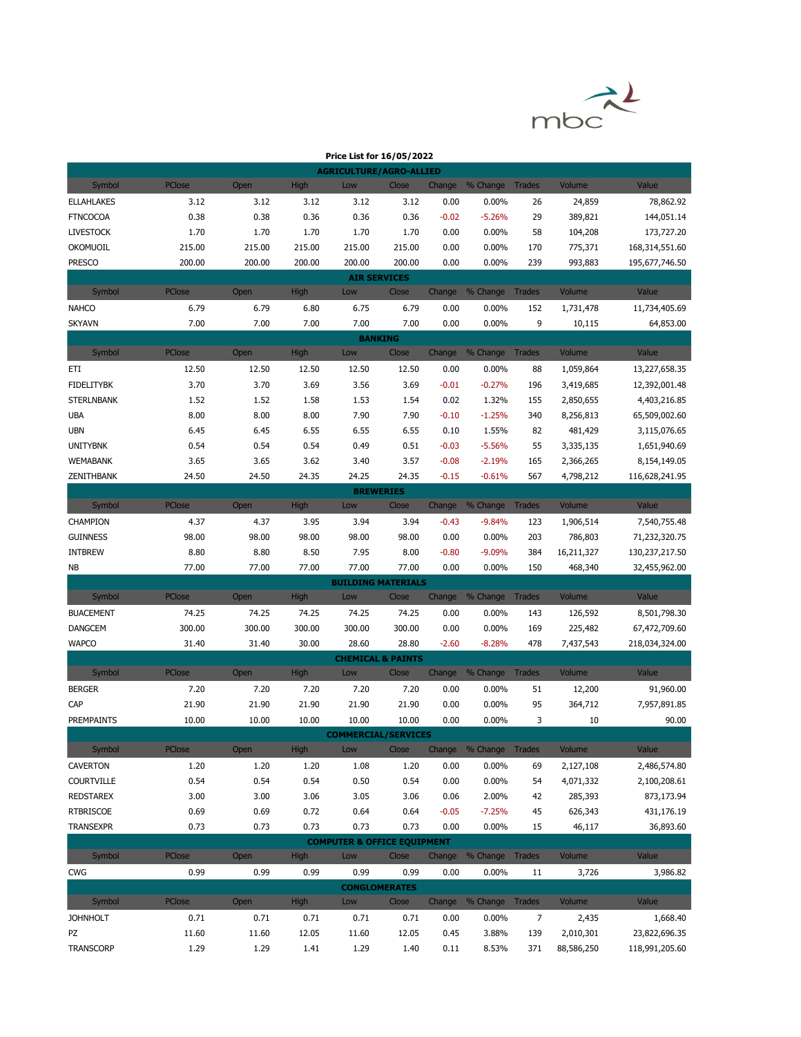mbc

## Price List for 16/05/2022

| Symbol | PClose | Open | High | Low | Close | Change | % Change | Trades | Volume | Value |
|---|---|---|---|---|---|---|---|---|---|---|
| **AGRICULTURE/AGRO-ALLIED** | | | | | | | | | | |
| ELLAHLAKES | 3.12 | 3.12 | 3.12 | 3.12 | 3.12 | 0.00 | 0.00% | 26 | 24,859 | 78,862.92 |
| FTNCOCOA | 0.38 | 0.38 | 0.36 | 0.36 | 0.36 | -0.02 | -5.26% | 29 | 389,821 | 144,051.14 |
| LIVESTOCK | 1.70 | 1.70 | 1.70 | 1.70 | 1.70 | 0.00 | 0.00% | 58 | 104,208 | 173,727.20 |
| OKOMUOIL | 215.00 | 215.00 | 215.00 | 215.00 | 215.00 | 0.00 | 0.00% | 170 | 775,371 | 168,314,551.60 |
| PRESCO | 200.00 | 200.00 | 200.00 | 200.00 | 200.00 | 0.00 | 0.00% | 239 | 993,883 | 195,677,746.50 |
| **AIR SERVICES** | | | | | | | | | | |
| NAHCO | 6.79 | 6.79 | 6.80 | 6.75 | 6.79 | 0.00 | 0.00% | 152 | 1,731,478 | 11,734,405.69 |
| SKYAVN | 7.00 | 7.00 | 7.00 | 7.00 | 7.00 | 0.00 | 0.00% | 9 | 10,115 | 64,853.00 |
| **BANKING** | | | | | | | | | | |
| ETI | 12.50 | 12.50 | 12.50 | 12.50 | 12.50 | 0.00 | 0.00% | 88 | 1,059,864 | 13,227,658.35 |
| FIDELITYBK | 3.70 | 3.70 | 3.69 | 3.56 | 3.69 | -0.01 | -0.27% | 196 | 3,419,685 | 12,392,001.48 |
| STERLNBANK | 1.52 | 1.52 | 1.58 | 1.53 | 1.54 | 0.02 | 1.32% | 155 | 2,850,655 | 4,403,216.85 |
| UBA | 8.00 | 8.00 | 8.00 | 7.90 | 7.90 | -0.10 | -1.25% | 340 | 8,256,813 | 65,509,002.60 |
| UBN | 6.45 | 6.45 | 6.55 | 6.55 | 6.55 | 0.10 | 1.55% | 82 | 481,429 | 3,115,076.65 |
| UNITYBNK | 0.54 | 0.54 | 0.54 | 0.49 | 0.51 | -0.03 | -5.56% | 55 | 3,335,135 | 1,651,940.69 |
| WEMABANK | 3.65 | 3.65 | 3.62 | 3.40 | 3.57 | -0.08 | -2.19% | 165 | 2,366,265 | 8,154,149.05 |
| ZENITHBANK | 24.50 | 24.50 | 24.35 | 24.25 | 24.35 | -0.15 | -0.61% | 567 | 4,798,212 | 116,628,241.95 |
| **BREWERIES** | | | | | | | | | | |
| CHAMPION | 4.37 | 4.37 | 3.95 | 3.94 | 3.94 | -0.43 | -9.84% | 123 | 1,906,514 | 7,540,755.48 |
| GUINNESS | 98.00 | 98.00 | 98.00 | 98.00 | 98.00 | 0.00 | 0.00% | 203 | 786,803 | 71,232,320.75 |
| INTBREW | 8.80 | 8.80 | 8.50 | 7.95 | 8.00 | -0.80 | -9.09% | 384 | 16,211,327 | 130,237,217.50 |
| NB | 77.00 | 77.00 | 77.00 | 77.00 | 77.00 | 0.00 | 0.00% | 150 | 468,340 | 32,455,962.00 |
| **BUILDING MATERIALS** | | | | | | | | | | |
| BUACEMENT | 74.25 | 74.25 | 74.25 | 74.25 | 74.25 | 0.00 | 0.00% | 143 | 126,592 | 8,501,798.30 |
| DANGCEM | 300.00 | 300.00 | 300.00 | 300.00 | 300.00 | 0.00 | 0.00% | 169 | 225,482 | 67,472,709.60 |
| WAPCO | 31.40 | 31.40 | 30.00 | 28.60 | 28.80 | -2.60 | -8.28% | 478 | 7,437,543 | 218,034,324.00 |
| **CHEMICAL & PAINTS** | | | | | | | | | | |
| BERGER | 7.20 | 7.20 | 7.20 | 7.20 | 7.20 | 0.00 | 0.00% | 51 | 12,200 | 91,960.00 |
| CAP | 21.90 | 21.90 | 21.90 | 21.90 | 21.90 | 0.00 | 0.00% | 95 | 364,712 | 7,957,891.85 |
| PREMPAINTS | 10.00 | 10.00 | 10.00 | 10.00 | 10.00 | 0.00 | 0.00% | 3 | 10 | 90.00 |
| **COMMERCIAL/SERVICES** | | | | | | | | | | |
| CAVERTON | 1.20 | 1.20 | 1.20 | 1.08 | 1.20 | 0.00 | 0.00% | 69 | 2,127,108 | 2,486,574.80 |
| COURTVILLE | 0.54 | 0.54 | 0.54 | 0.50 | 0.54 | 0.00 | 0.00% | 54 | 4,071,332 | 2,100,208.61 |
| REDSTAREX | 3.00 | 3.00 | 3.06 | 3.05 | 3.06 | 0.06 | 2.00% | 42 | 285,393 | 873,173.94 |
| RTBRISCOE | 0.69 | 0.69 | 0.72 | 0.64 | 0.64 | -0.05 | -7.25% | 45 | 626,343 | 431,176.19 |
| TRANSEXPR | 0.73 | 0.73 | 0.73 | 0.73 | 0.73 | 0.00 | 0.00% | 15 | 46,117 | 36,893.60 |
| **COMPUTER & OFFICE EQUIPMENT** | | | | | | | | | | |
| CWG | 0.99 | 0.99 | 0.99 | 0.99 | 0.99 | 0.00 | 0.00% | 11 | 3,726 | 3,986.82 |
| **CONGLOMERATES** | | | | | | | | | | |
| JOHNHOLT | 0.71 | 0.71 | 0.71 | 0.71 | 0.71 | 0.00 | 0.00% | 7 | 2,435 | 1,668.40 |
| PZ | 11.60 | 11.60 | 12.05 | 11.60 | 12.05 | 0.45 | 3.88% | 139 | 2,010,301 | 23,822,696.35 |
| TRANSCORP | 1.29 | 1.29 | 1.41 | 1.29 | 1.40 | 0.11 | 8.53% | 371 | 88,586,250 | 118,991,205.60 |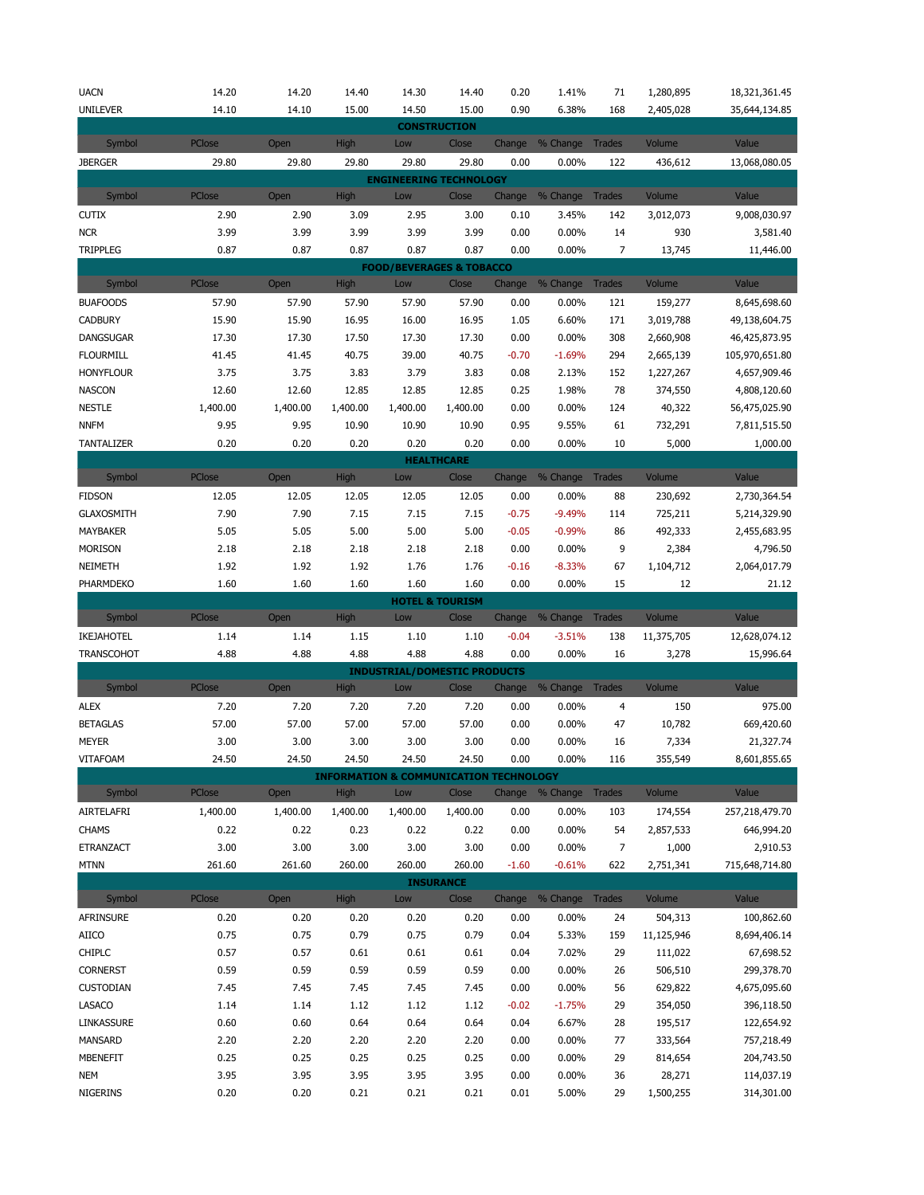| Symbol | PClose | Open | High | Low | Close | Change | % Change | Trades | Volume | Value |
|---|---|---|---|---|---|---|---|---|---|---|
| UACN | 14.20 | 14.20 | 14.40 | 14.30 | 14.40 | 0.20 | 1.41% | 71 | 1,280,895 | 18,321,361.45 |
| UNILEVER | 14.10 | 14.10 | 15.00 | 14.50 | 15.00 | 0.90 | 6.38% | 168 | 2,405,028 | 35,644,134.85 |

**CONSTRUCTION**

| Symbol | PClose | Open | High | Low | Close | Change | % Change | Trades | Volume | Value |
|---|---|---|---|---|---|---|---|---|---|---|
| JBERGER | 29.80 | 29.80 | 29.80 | 29.80 | 29.80 | 0.00 | 0.00% | 122 | 436,612 | 13,068,080.05 |

**ENGINEERING TECHNOLOGY**

| Symbol | PClose | Open | High | Low | Close | Change | % Change | Trades | Volume | Value |
|---|---|---|---|---|---|---|---|---|---|---|
| CUTIX | 2.90 | 2.90 | 3.09 | 2.95 | 3.00 | 0.10 | 3.45% | 142 | 3,012,073 | 9,008,030.97 |
| NCR | 3.99 | 3.99 | 3.99 | 3.99 | 3.99 | 0.00 | 0.00% | 14 | 930 | 3,581.40 |
| TRIPPLEG | 0.87 | 0.87 | 0.87 | 0.87 | 0.87 | 0.00 | 0.00% | 7 | 13,745 | 11,446.00 |

**FOOD/BEVERAGES & TOBACCO**

| Symbol | PClose | Open | High | Low | Close | Change | % Change | Trades | Volume | Value |
|---|---|---|---|---|---|---|---|---|---|---|
| BUAFOODS | 57.90 | 57.90 | 57.90 | 57.90 | 57.90 | 0.00 | 0.00% | 121 | 159,277 | 8,645,698.60 |
| CADBURY | 15.90 | 15.90 | 16.95 | 16.00 | 16.95 | 1.05 | 6.60% | 171 | 3,019,788 | 49,138,604.75 |
| DANGSUGAR | 17.30 | 17.30 | 17.50 | 17.30 | 17.30 | 0.00 | 0.00% | 308 | 2,660,908 | 46,425,873.95 |
| FLOURMILL | 41.45 | 41.45 | 40.75 | 39.00 | 40.75 | -0.70 | -1.69% | 294 | 2,665,139 | 105,970,651.80 |
| HONYFLOUR | 3.75 | 3.75 | 3.83 | 3.79 | 3.83 | 0.08 | 2.13% | 152 | 1,227,267 | 4,657,909.46 |
| NASCON | 12.60 | 12.60 | 12.85 | 12.85 | 12.85 | 0.25 | 1.98% | 78 | 374,550 | 4,808,120.60 |
| NESTLE | 1,400.00 | 1,400.00 | 1,400.00 | 1,400.00 | 1,400.00 | 0.00 | 0.00% | 124 | 40,322 | 56,475,025.90 |
| NNFM | 9.95 | 9.95 | 10.90 | 10.90 | 10.90 | 0.95 | 9.55% | 61 | 732,291 | 7,811,515.50 |
| TANTALIZER | 0.20 | 0.20 | 0.20 | 0.20 | 0.20 | 0.00 | 0.00% | 10 | 5,000 | 1,000.00 |

**HEALTHCARE**

| Symbol | PClose | Open | High | Low | Close | Change | % Change | Trades | Volume | Value |
|---|---|---|---|---|---|---|---|---|---|---|
| FIDSON | 12.05 | 12.05 | 12.05 | 12.05 | 12.05 | 0.00 | 0.00% | 88 | 230,692 | 2,730,364.54 |
| GLAXOSMITH | 7.90 | 7.90 | 7.15 | 7.15 | 7.15 | -0.75 | -9.49% | 114 | 725,211 | 5,214,329.90 |
| MAYBAKER | 5.05 | 5.05 | 5.00 | 5.00 | 5.00 | -0.05 | -0.99% | 86 | 492,333 | 2,455,683.95 |
| MORISON | 2.18 | 2.18 | 2.18 | 2.18 | 2.18 | 0.00 | 0.00% | 9 | 2,384 | 4,796.50 |
| NEIMETH | 1.92 | 1.92 | 1.92 | 1.76 | 1.76 | -0.16 | -8.33% | 67 | 1,104,712 | 2,064,017.79 |
| PHARMDEKO | 1.60 | 1.60 | 1.60 | 1.60 | 1.60 | 0.00 | 0.00% | 15 | 12 | 21.12 |

**HOTEL & TOURISM**

| Symbol | PClose | Open | High | Low | Close | Change | % Change | Trades | Volume | Value |
|---|---|---|---|---|---|---|---|---|---|---|
| IKEJAHOTEL | 1.14 | 1.14 | 1.15 | 1.10 | 1.10 | -0.04 | -3.51% | 138 | 11,375,705 | 12,628,074.12 |
| TRANSCOHOT | 4.88 | 4.88 | 4.88 | 4.88 | 4.88 | 0.00 | 0.00% | 16 | 3,278 | 15,996.64 |

**INDUSTRIAL/DOMESTIC PRODUCTS**

| Symbol | PClose | Open | High | Low | Close | Change | % Change | Trades | Volume | Value |
|---|---|---|---|---|---|---|---|---|---|---|
| ALEX | 7.20 | 7.20 | 7.20 | 7.20 | 7.20 | 0.00 | 0.00% | 4 | 150 | 975.00 |
| BETAGLAS | 57.00 | 57.00 | 57.00 | 57.00 | 57.00 | 0.00 | 0.00% | 47 | 10,782 | 669,420.60 |
| MEYER | 3.00 | 3.00 | 3.00 | 3.00 | 3.00 | 0.00 | 0.00% | 16 | 7,334 | 21,327.74 |
| VITAFOAM | 24.50 | 24.50 | 24.50 | 24.50 | 24.50 | 0.00 | 0.00% | 116 | 355,549 | 8,601,855.65 |

**INFORMATION & COMMUNICATION TECHNOLOGY**

| Symbol | PClose | Open | High | Low | Close | Change | % Change | Trades | Volume | Value |
|---|---|---|---|---|---|---|---|---|---|---|
| AIRTELAFRI | 1,400.00 | 1,400.00 | 1,400.00 | 1,400.00 | 1,400.00 | 0.00 | 0.00% | 103 | 174,554 | 257,218,479.70 |
| CHAMS | 0.22 | 0.22 | 0.23 | 0.22 | 0.22 | 0.00 | 0.00% | 54 | 2,857,533 | 646,994.20 |
| ETRANZACT | 3.00 | 3.00 | 3.00 | 3.00 | 3.00 | 0.00 | 0.00% | 7 | 1,000 | 2,910.53 |
| MTNN | 261.60 | 261.60 | 260.00 | 260.00 | 260.00 | -1.60 | -0.61% | 622 | 2,751,341 | 715,648,714.80 |

**INSURANCE**

| Symbol | PClose | Open | High | Low | Close | Change | % Change | Trades | Volume | Value |
|---|---|---|---|---|---|---|---|---|---|---|
| AFRINSURE | 0.20 | 0.20 | 0.20 | 0.20 | 0.20 | 0.00 | 0.00% | 24 | 504,313 | 100,862.60 |
| AIICO | 0.75 | 0.75 | 0.79 | 0.75 | 0.79 | 0.04 | 5.33% | 159 | 11,125,946 | 8,694,406.14 |
| CHIPLC | 0.57 | 0.57 | 0.61 | 0.61 | 0.61 | 0.04 | 7.02% | 29 | 111,022 | 67,698.52 |
| CORNERST | 0.59 | 0.59 | 0.59 | 0.59 | 0.59 | 0.00 | 0.00% | 26 | 506,510 | 299,378.70 |
| CUSTODIAN | 7.45 | 7.45 | 7.45 | 7.45 | 7.45 | 0.00 | 0.00% | 56 | 629,822 | 4,675,095.60 |
| LASACO | 1.14 | 1.14 | 1.12 | 1.12 | 1.12 | -0.02 | -1.75% | 29 | 354,050 | 396,118.50 |
| LINKASSURE | 0.60 | 0.60 | 0.64 | 0.64 | 0.64 | 0.04 | 6.67% | 28 | 195,517 | 122,654.92 |
| MANSARD | 2.20 | 2.20 | 2.20 | 2.20 | 2.20 | 0.00 | 0.00% | 77 | 333,564 | 757,218.49 |
| MBENEFIT | 0.25 | 0.25 | 0.25 | 0.25 | 0.25 | 0.00 | 0.00% | 29 | 814,654 | 204,743.50 |
| NEM | 3.95 | 3.95 | 3.95 | 3.95 | 3.95 | 0.00 | 0.00% | 36 | 28,271 | 114,037.19 |
| NIGERINS | 0.20 | 0.20 | 0.21 | 0.21 | 0.21 | 0.01 | 5.00% | 29 | 1,500,255 | 314,301.00 |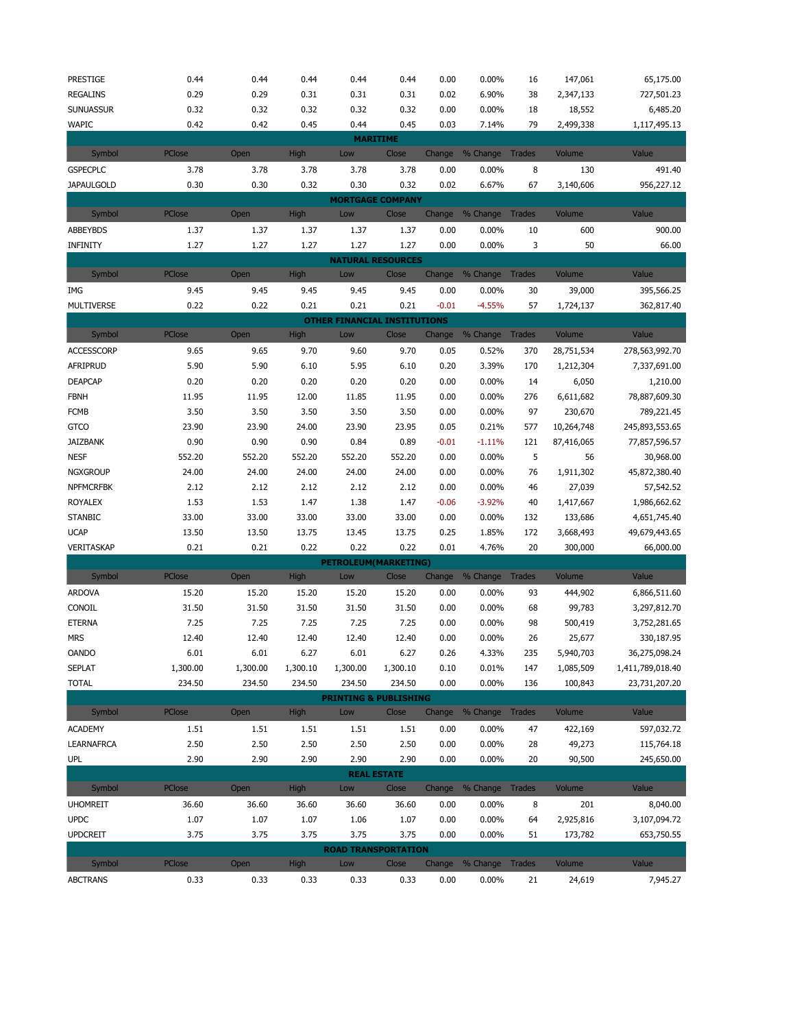| Symbol | PClose | Open | High | Low | Close | Change | % Change | Trades | Volume | Value |
|---|---|---|---|---|---|---|---|---|---|---|
| PRESTIGE | 0.44 | 0.44 | 0.44 | 0.44 | 0.44 | 0.00 | 0.00% | 16 | 147,061 | 65,175.00 |
| REGALINS | 0.29 | 0.29 | 0.31 | 0.31 | 0.31 | 0.02 | 6.90% | 38 | 2,347,133 | 727,501.23 |
| SUNUASSUR | 0.32 | 0.32 | 0.32 | 0.32 | 0.32 | 0.00 | 0.00% | 18 | 18,552 | 6,485.20 |
| WAPIC | 0.42 | 0.42 | 0.45 | 0.44 | 0.45 | 0.03 | 7.14% | 79 | 2,499,338 | 1,117,495.13 |

**MARITIME**

| Symbol | PClose | Open | High | Low | Close | Change | % Change | Trades | Volume | Value |
|---|---|---|---|---|---|---|---|---|---|---|
| GSPECPLC | 3.78 | 3.78 | 3.78 | 3.78 | 3.78 | 0.00 | 0.00% | 8 | 130 | 491.40 |
| JAPAULGOLD | 0.30 | 0.30 | 0.32 | 0.30 | 0.32 | 0.02 | 6.67% | 67 | 3,140,606 | 956,227.12 |

**MORTGAGE COMPANY**

| Symbol | PClose | Open | High | Low | Close | Change | % Change | Trades | Volume | Value |
|---|---|---|---|---|---|---|---|---|---|---|
| ABBEYBDS | 1.37 | 1.37 | 1.37 | 1.37 | 1.37 | 0.00 | 0.00% | 10 | 600 | 900.00 |
| INFINITY | 1.27 | 1.27 | 1.27 | 1.27 | 1.27 | 0.00 | 0.00% | 3 | 50 | 66.00 |

**NATURAL RESOURCES**

| Symbol | PClose | Open | High | Low | Close | Change | % Change | Trades | Volume | Value |
|---|---|---|---|---|---|---|---|---|---|---|
| IMG | 9.45 | 9.45 | 9.45 | 9.45 | 9.45 | 0.00 | 0.00% | 30 | 39,000 | 395,566.25 |
| MULTIVERSE | 0.22 | 0.22 | 0.21 | 0.21 | 0.21 | -0.01 | -4.55% | 57 | 1,724,137 | 362,817.40 |

**OTHER FINANCIAL INSTITUTIONS**

| Symbol | PClose | Open | High | Low | Close | Change | % Change | Trades | Volume | Value |
|---|---|---|---|---|---|---|---|---|---|---|
| ACCESSCORP | 9.65 | 9.65 | 9.70 | 9.60 | 9.70 | 0.05 | 0.52% | 370 | 28,751,534 | 278,563,992.70 |
| AFRIPRUD | 5.90 | 5.90 | 6.10 | 5.95 | 6.10 | 0.20 | 3.39% | 170 | 1,212,304 | 7,337,691.00 |
| DEAPCAP | 0.20 | 0.20 | 0.20 | 0.20 | 0.20 | 0.00 | 0.00% | 14 | 6,050 | 1,210.00 |
| FBNH | 11.95 | 11.95 | 12.00 | 11.85 | 11.95 | 0.00 | 0.00% | 276 | 6,611,682 | 78,887,609.30 |
| FCMB | 3.50 | 3.50 | 3.50 | 3.50 | 3.50 | 0.00 | 0.00% | 97 | 230,670 | 789,221.45 |
| GTCO | 23.90 | 23.90 | 24.00 | 23.90 | 23.95 | 0.05 | 0.21% | 577 | 10,264,748 | 245,893,553.65 |
| JAIZBANK | 0.90 | 0.90 | 0.90 | 0.84 | 0.89 | -0.01 | -1.11% | 121 | 87,416,065 | 77,857,596.57 |
| NESF | 552.20 | 552.20 | 552.20 | 552.20 | 552.20 | 0.00 | 0.00% | 5 | 56 | 30,968.00 |
| NGXGROUP | 24.00 | 24.00 | 24.00 | 24.00 | 24.00 | 0.00 | 0.00% | 76 | 1,911,302 | 45,872,380.40 |
| NPFMCRFBK | 2.12 | 2.12 | 2.12 | 2.12 | 2.12 | 0.00 | 0.00% | 46 | 27,039 | 57,542.52 |
| ROYALEX | 1.53 | 1.53 | 1.47 | 1.38 | 1.47 | -0.06 | -3.92% | 40 | 1,417,667 | 1,986,662.62 |
| STANBIC | 33.00 | 33.00 | 33.00 | 33.00 | 33.00 | 0.00 | 0.00% | 132 | 133,686 | 4,651,745.40 |
| UCAP | 13.50 | 13.50 | 13.75 | 13.45 | 13.75 | 0.25 | 1.85% | 172 | 3,668,493 | 49,679,443.65 |
| VERITASKAP | 0.21 | 0.21 | 0.22 | 0.22 | 0.22 | 0.01 | 4.76% | 20 | 300,000 | 66,000.00 |

**PETROLEUM(MARKETING)**

| Symbol | PClose | Open | High | Low | Close | Change | % Change | Trades | Volume | Value |
|---|---|---|---|---|---|---|---|---|---|---|
| ARDOVA | 15.20 | 15.20 | 15.20 | 15.20 | 15.20 | 0.00 | 0.00% | 93 | 444,902 | 6,866,511.60 |
| CONOIL | 31.50 | 31.50 | 31.50 | 31.50 | 31.50 | 0.00 | 0.00% | 68 | 99,783 | 3,297,812.70 |
| ETERNA | 7.25 | 7.25 | 7.25 | 7.25 | 7.25 | 0.00 | 0.00% | 98 | 500,419 | 3,752,281.65 |
| MRS | 12.40 | 12.40 | 12.40 | 12.40 | 12.40 | 0.00 | 0.00% | 26 | 25,677 | 330,187.95 |
| OANDO | 6.01 | 6.01 | 6.27 | 6.01 | 6.27 | 0.26 | 4.33% | 235 | 5,940,703 | 36,275,098.24 |
| SEPLAT | 1,300.00 | 1,300.00 | 1,300.10 | 1,300.00 | 1,300.10 | 0.10 | 0.01% | 147 | 1,085,509 | 1,411,789,018.40 |
| TOTAL | 234.50 | 234.50 | 234.50 | 234.50 | 234.50 | 0.00 | 0.00% | 136 | 100,843 | 23,731,207.20 |

**PRINTING & PUBLISHING**

| Symbol | PClose | Open | High | Low | Close | Change | % Change | Trades | Volume | Value |
|---|---|---|---|---|---|---|---|---|---|---|
| ACADEMY | 1.51 | 1.51 | 1.51 | 1.51 | 1.51 | 0.00 | 0.00% | 47 | 422,169 | 597,032.72 |
| LEARNAFRCA | 2.50 | 2.50 | 2.50 | 2.50 | 2.50 | 0.00 | 0.00% | 28 | 49,273 | 115,764.18 |
| UPL | 2.90 | 2.90 | 2.90 | 2.90 | 2.90 | 0.00 | 0.00% | 20 | 90,500 | 245,650.00 |

**REAL ESTATE**

| Symbol | PClose | Open | High | Low | Close | Change | % Change | Trades | Volume | Value |
|---|---|---|---|---|---|---|---|---|---|---|
| UHOMREIT | 36.60 | 36.60 | 36.60 | 36.60 | 36.60 | 0.00 | 0.00% | 8 | 201 | 8,040.00 |
| UPDC | 1.07 | 1.07 | 1.07 | 1.06 | 1.07 | 0.00 | 0.00% | 64 | 2,925,816 | 3,107,094.72 |
| UPDCREIT | 3.75 | 3.75 | 3.75 | 3.75 | 3.75 | 0.00 | 0.00% | 51 | 173,782 | 653,750.55 |

**ROAD TRANSPORTATION**

| Symbol | PClose | Open | High | Low | Close | Change | % Change | Trades | Volume | Value |
|---|---|---|---|---|---|---|---|---|---|---|
| ABCTRANS | 0.33 | 0.33 | 0.33 | 0.33 | 0.33 | 0.00 | 0.00% | 21 | 24,619 | 7,945.27 |